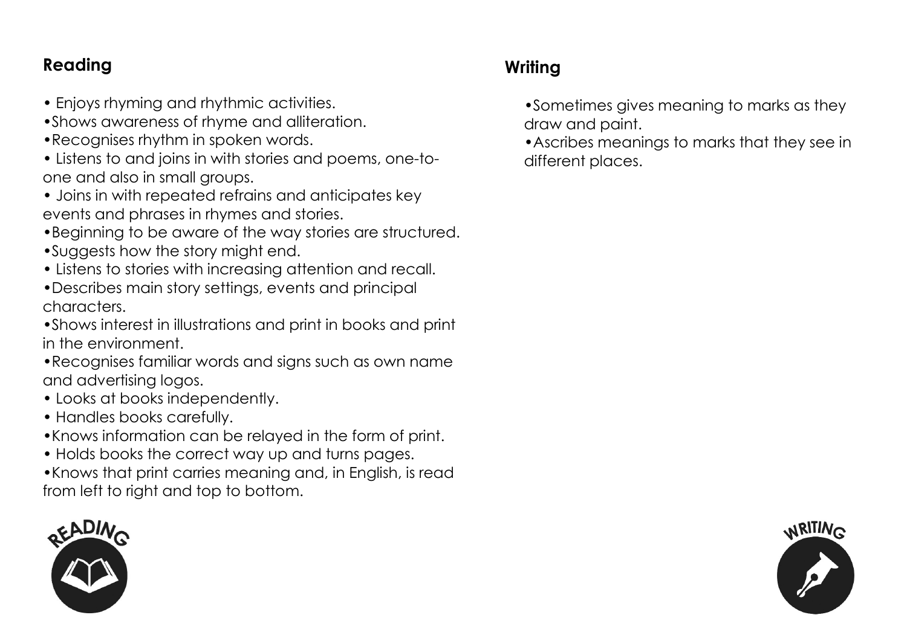## Reading

- Enjoys rhyming and rhythmic activities.
- Shows awareness of rhyme and alliteration.
- Recognises rhythm in spoken words.
- Listens to and joins in with stories and poems, one-to-one and also in small groups.
- Joins in with repeated refrains and anticipates key events and phrases in rhymes and stories.
- Beginning to be aware of the way stories are structured.
- Suggests how the story might end.
- Listens to stories with increasing attention and recall.
- Describes main story settings, events and principal characters.
- Shows interest in illustrations and print in books and print in the environment.
- Recognises familiar words and signs such as own name and advertising logos.
- Looks at books independently.
- Handles books carefully.
- Knows information can be relayed in the form of print.
- Holds books the correct way up and turns pages.
- Knows that print carries meaning and, in English, is read from left to right and top to bottom.

READING

## Writing

- Sometimes gives meaning to marks as they draw and paint.
- Ascribes meanings to marks that they see in different places.

WRITING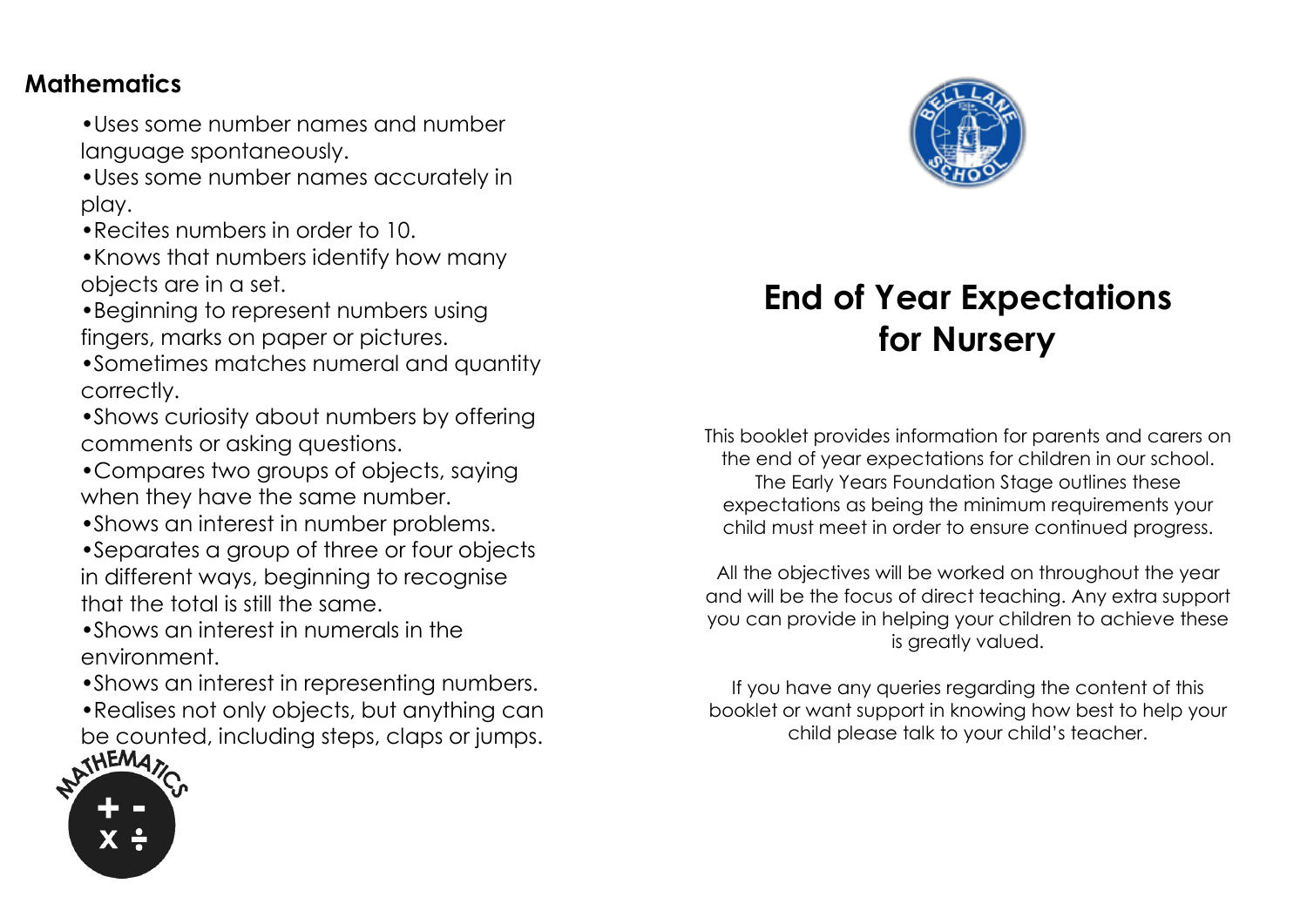## Mathematics

- Uses some number names and number language spontaneously.
- Uses some number names accurately in play.
- Recites numbers in order to 10.
- Knows that numbers identify how many objects are in a set.
- Beginning to represent numbers using fingers, marks on paper or pictures.
- Sometimes matches numeral and quantity correctly.
- Shows curiosity about numbers by offering comments or asking questions.
- Compares two groups of objects, saying when they have the same number.
- Shows an interest in number problems.
- Separates a group of three or four objects in different ways, beginning to recognise that the total is still the same.
- Shows an interest in numerals in the environment.
- Shows an interest in representing numbers.
- Realises not only objects, but anything can be counted, including steps, claps or jumps.

# End of Year Expectations for Nursery

This booklet provides information for parents and carers on the end of year expectations for children in our school. The Early Years Foundation Stage outlines these expectations as being the minimum requirements your child must meet in order to ensure continued progress.

All the objectives will be worked on throughout the year and will be the focus of direct teaching. Any extra support you can provide in helping your children to achieve these is greatly valued.

If you have any queries regarding the content of this booklet or want support in knowing how best to help your child please talk to your child's teacher.